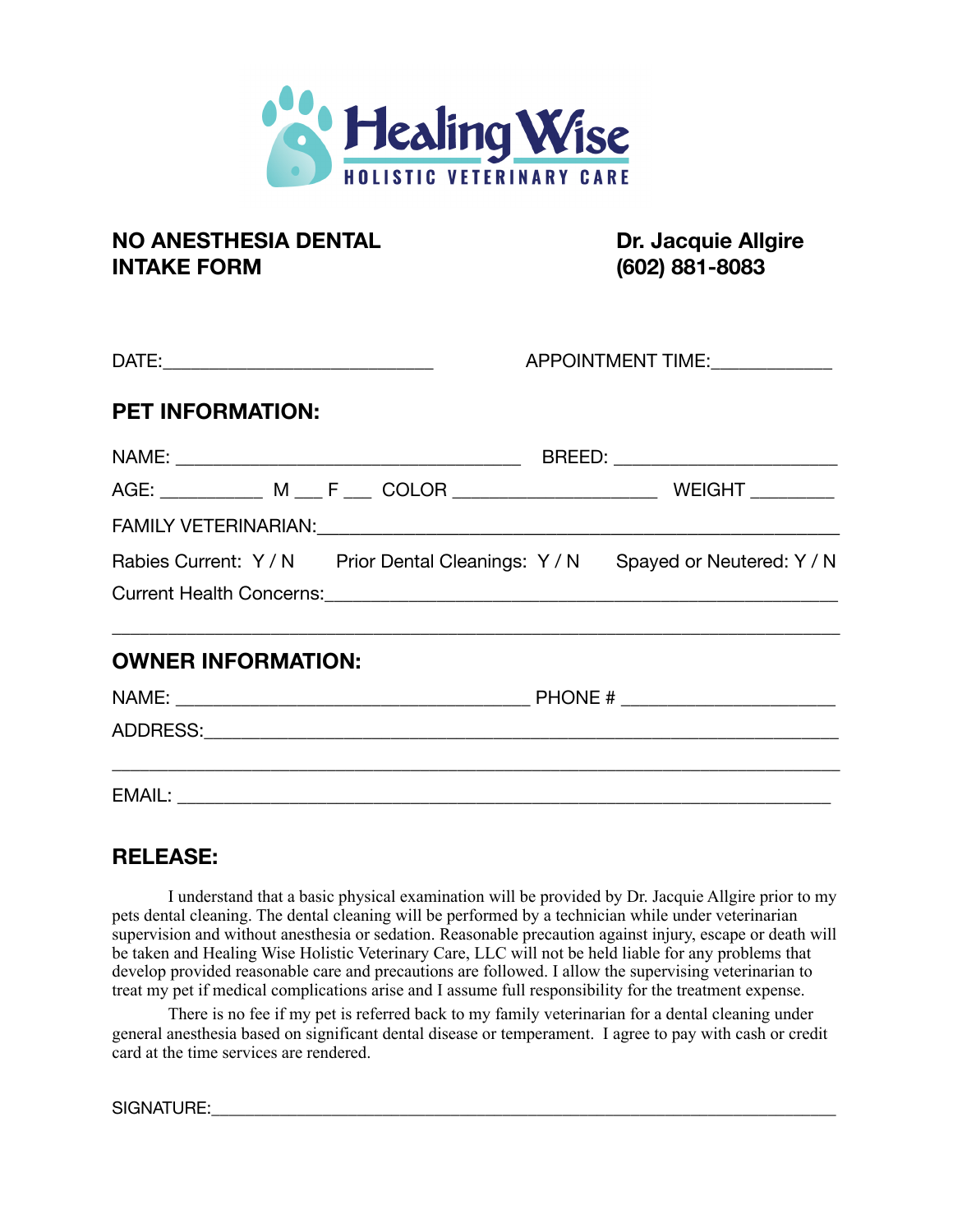# Healing Wise

HOLISTIC VETERINARY CARE

**NO ANESTHESIA DENTAL INTAKE FORM**

**Dr. Jacquie Allgire**
**(602) 881-8083**

DATE:___________________________ APPOINTMENT TIME:____________

## PET INFORMATION:

NAME: ___________________________________ BREED: ______________________

AGE: __________ M ___ F ___ COLOR ____________________ WEIGHT ________

FAMILY VETERINARIAN:___________________________________________________

Rabies Current: Y / N Prior Dental Cleanings: Y / N Spayed or Neutered: Y / N

Current Health Concerns:_________________________________________________

_____________________________________________________________________

## OWNER INFORMATION:

NAME: ___________________________________ PHONE # _____________________

ADDRESS:_______________________________________________________________

_____________________________________________________________________

EMAIL: _________________________________________________________________

## RELEASE:

I understand that a basic physical examination will be provided by Dr. Jacquie Allgire prior to my pets dental cleaning. The dental cleaning will be performed by a technician while under veterinarian supervision and without anesthesia or sedation. Reasonable precaution against injury, escape or death will be taken and Healing Wise Holistic Veterinary Care, LLC will not be held liable for any problems that develop provided reasonable care and precautions are followed. I allow the supervising veterinarian to treat my pet if medical complications arise and I assume full responsibility for the treatment expense.

There is no fee if my pet is referred back to my family veterinarian for a dental cleaning under general anesthesia based on significant dental disease or temperament. I agree to pay with cash or credit card at the time services are rendered.

SIGNATURE:_____________________________________________________________